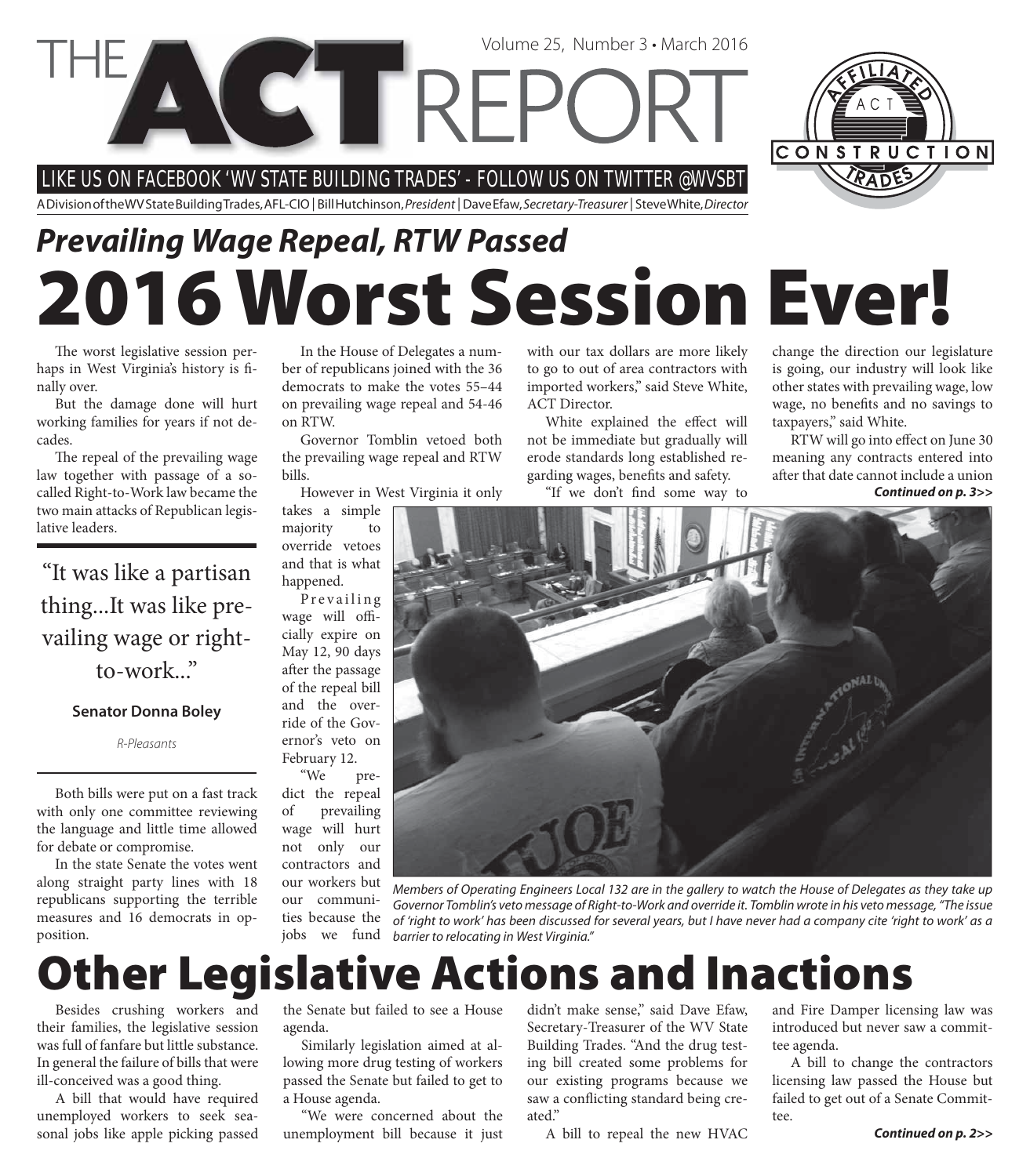# THE ACT REPORT

Volume 25, Number 3 • March 2016

LIKE US ON FACEBOOK 'WV STATE BUILDING TRADES' - FOLLOW US ON TWITTER @WVSBT

A Division of the WV State Building Trades, AFL-CIO | Bill Hutchinson, *President* | Dave Efaw, *Secretary-Treasurer* | Steve White, *Director*

## *Prevailing Wage Repeal, RTW Passed*

# 2016 Worst Session Ever!

The worst legislative session perhaps in West Virginia's history is finally over.

But the damage done will hurt working families for years if not decades.

The repeal of the prevailing wage law together with passage of a so-called Right-to-Work law became the two main attacks of Republican legislative leaders.

> "It was like a partisan thing...It was like prevailing wage or right-to-work..."
>
> **Senator Donna Boley**
>
> *R-Pleasants*

Both bills were put on a fast track with only one committee reviewing the language and little time allowed for debate or compromise.

In the state Senate the votes went along straight party lines with 18 republicans supporting the terrible measures and 16 democrats in opposition.

In the House of Delegates a number of republicans joined with the 36 democrats to make the votes 55–44 on prevailing wage repeal and 54-46 on RTW.

Governor Tomblin vetoed both the prevailing wage repeal and RTW bills.

However in West Virginia it only takes a simple majority to override vetoes and that is what happened.

Prevailing wage will officially expire on May 12, 90 days after the passage of the repeal bill and the override of the Governor's veto on February 12.

"We predict the repeal of prevailing wage will hurt not only our contractors and our workers but our communities because the jobs we fund with our tax dollars are more likely to go to out of area contractors with imported workers," said Steve White, ACT Director.

White explained the effect will not be immediate but gradually will erode standards long established regarding wages, benefits and safety.

"If we don't find some way to change the direction our legislature is going, our industry will look like other states with prevailing wage, low wage, no benefits and no savings to taxpayers," said White.

RTW will go into effect on June 30 meaning any contracts entered into after that date cannot include a union

***Continued on p. 3>>***

*Members of Operating Engineers Local 132 are in the gallery to watch the House of Delegates as they take up Governor Tomblin's veto message of Right-to-Work and override it. Tomblin wrote in his veto message, "The issue of 'right to work' has been discussed for several years, but I have never had a company cite 'right to work' as a barrier to relocating in West Virginia."*

# Other Legislative Actions and Inactions

Besides crushing workers and their families, the legislative session was full of fanfare but little substance. In general the failure of bills that were ill-conceived was a good thing.

A bill that would have required unemployed workers to seek seasonal jobs like apple picking passed the Senate but failed to see a House agenda.

Similarly legislation aimed at allowing more drug testing of workers passed the Senate but failed to get to a House agenda.

"We were concerned about the unemployment bill because it just didn't make sense," said Dave Efaw, Secretary-Treasurer of the WV State Building Trades. "And the drug testing bill created some problems for our existing programs because we saw a conflicting standard being created."

A bill to repeal the new HVAC and Fire Damper licensing law was introduced but never saw a committee agenda.

A bill to change the contractors licensing law passed the House but failed to get out of a Senate Committee.

***Continued on p. 2>>***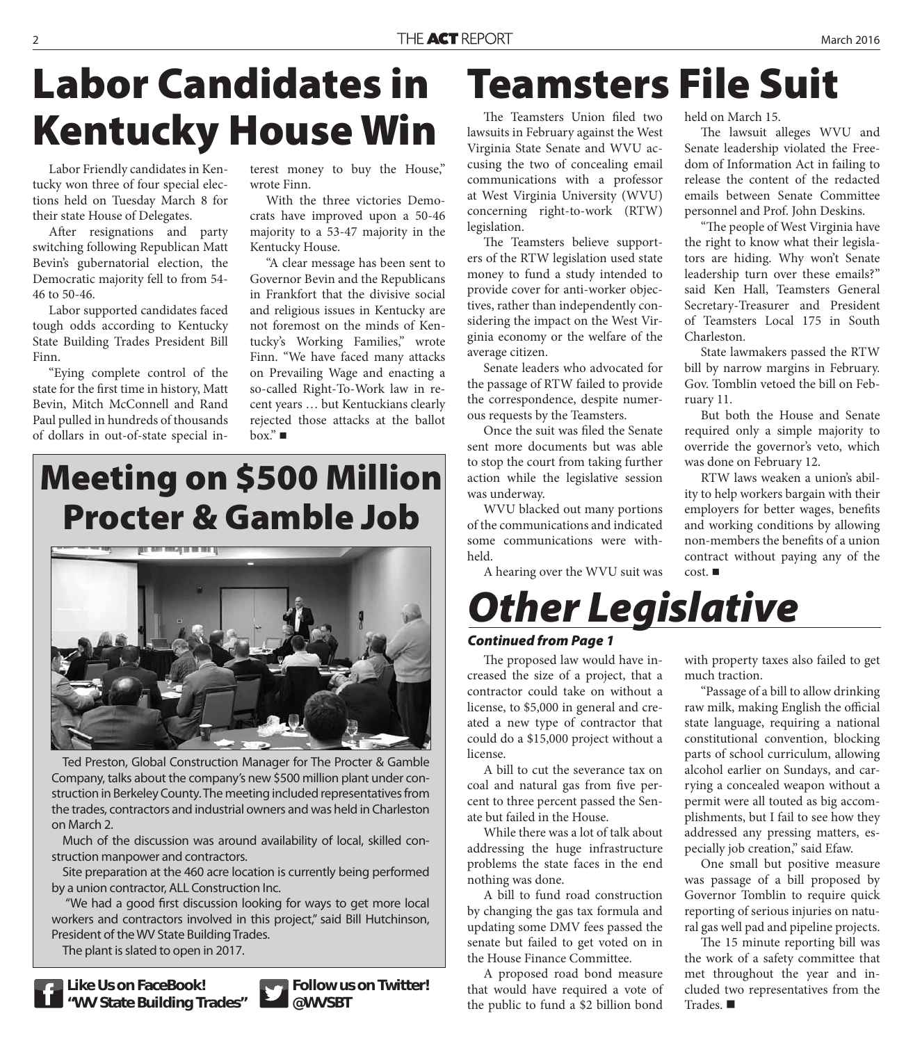# Labor Candidates in Kentucky House Win

Labor Friendly candidates in Kentucky won three of four special elections held on Tuesday March 8 for their state House of Delegates.

After resignations and party switching following Republican Matt Bevin's gubernatorial election, the Democratic majority fell to from 54-46 to 50-46.

Labor supported candidates faced tough odds according to Kentucky State Building Trades President Bill Finn.

"Eying complete control of the state for the first time in history, Matt Bevin, Mitch McConnell and Rand Paul pulled in hundreds of thousands of dollars in out-of-state special interest money to buy the House," wrote Finn.

With the three victories Democrats have improved upon a 50-46 majority to a 53-47 majority in the Kentucky House.

"A clear message has been sent to Governor Bevin and the Republicans in Frankfort that the divisive social and religious issues in Kentucky are not foremost on the minds of Kentucky's Working Families," wrote Finn. "We have faced many attacks on Prevailing Wage and enacting a so-called Right-To-Work law in recent years … but Kentuckians clearly rejected those attacks at the ballot box." ■

# Meeting on $500 Million Procter & Gamble Job

Ted Preston, Global Construction Manager for The Procter & Gamble Company, talks about the company's new $500 million plant under construction in Berkeley County. The meeting included representatives from the trades, contractors and industrial owners and was held in Charleston on March 2.

Much of the discussion was around availability of local, skilled construction manpower and contractors.

Site preparation at the 460 acre location is currently being performed by a union contractor, ALL Construction Inc.

"We had a good first discussion looking for ways to get more local workers and contractors involved in this project," said Bill Hutchinson, President of the WV State Building Trades.

The plant is slated to open in 2017.

**Like Us on FaceBook! "WV State Building Trades"**

**Follow us on Twitter! @WVSBT**

# Teamsters File Suit

The Teamsters Union filed two lawsuits in February against the West Virginia State Senate and WVU accusing the two of concealing email communications with a professor at West Virginia University (WVU) concerning right-to-work (RTW) legislation.

The Teamsters believe supporters of the RTW legislation used state money to fund a study intended to provide cover for anti-worker objectives, rather than independently considering the impact on the West Virginia economy or the welfare of the average citizen.

Senate leaders who advocated for the passage of RTW failed to provide the correspondence, despite numerous requests by the Teamsters.

Once the suit was filed the Senate sent more documents but was able to stop the court from taking further action while the legislative session was underway.

WVU blacked out many portions of the communications and indicated some communications were withheld.

A hearing over the WVU suit was held on March 15.

The lawsuit alleges WVU and Senate leadership violated the Freedom of Information Act in failing to release the content of the redacted emails between Senate Committee personnel and Prof. John Deskins.

"The people of West Virginia have the right to know what their legislators are hiding. Why won't Senate leadership turn over these emails?" said Ken Hall, Teamsters General Secretary-Treasurer and President of Teamsters Local 175 in South Charleston.

State lawmakers passed the RTW bill by narrow margins in February. Gov. Tomblin vetoed the bill on February 11.

But both the House and Senate required only a simple majority to override the governor's veto, which was done on February 12.

RTW laws weaken a union's ability to help workers bargain with their employers for better wages, benefits and working conditions by allowing non-members the benefits of a union contract without paying any of the cost. ■

# *Other Legislative*

***Continued from Page 1***

The proposed law would have increased the size of a project, that a contractor could take on without a license, to $5,000 in general and created a new type of contractor that could do a $15,000 project without a license.

A bill to cut the severance tax on coal and natural gas from five percent to three percent passed the Senate but failed in the House.

While there was a lot of talk about addressing the huge infrastructure problems the state faces in the end nothing was done.

A bill to fund road construction by changing the gas tax formula and updating some DMV fees passed the senate but failed to get voted on in the House Finance Committee.

A proposed road bond measure that would have required a vote of the public to fund a $2 billion bond with property taxes also failed to get much traction.

"Passage of a bill to allow drinking raw milk, making English the official state language, requiring a national constitutional convention, blocking parts of school curriculum, allowing alcohol earlier on Sundays, and carrying a concealed weapon without a permit were all touted as big accomplishments, but I fail to see how they addressed any pressing matters, especially job creation," said Efaw.

One small but positive measure was passage of a bill proposed by Governor Tomblin to require quick reporting of serious injuries on natural gas well pad and pipeline projects.

The 15 minute reporting bill was the work of a safety committee that met throughout the year and included two representatives from the Trades. ■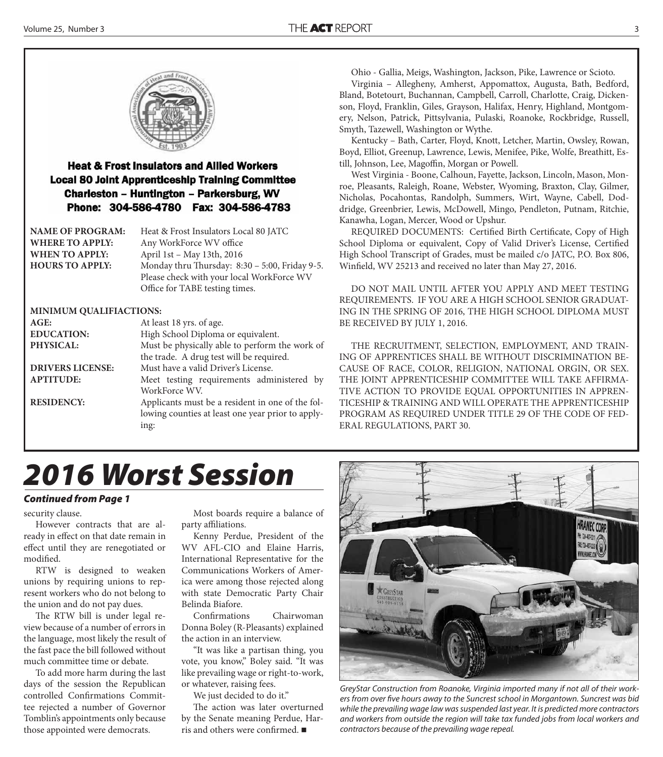### Heat & Frost Insulators and Allied Workers Local 80 Joint Apprenticeship Training Committee
### Charleston – Huntington – Parkersburg, WV
**Phone: 304-586-4780 Fax: 304-586-4783**

| | |
|---|---|
| **NAME OF PROGRAM:** | Heat & Frost Insulators Local 80 JATC |
| **WHERE TO APPLY:** | Any WorkForce WV office |
| **WHEN TO APPLY:** | April 1st – May 13th, 2016 |
| **HOURS TO APPLY:** | Monday thru Thursday: 8:30 – 5:00, Friday 9-5. Please check with your local WorkForce WV Office for TABE testing times. |

**MINIMUM QUALIFIACTIONS:**

| | |
|---|---|
| **AGE:** | At least 18 yrs. of age. |
| **EDUCATION:** | High School Diploma or equivalent. |
| **PHYSICAL:** | Must be physically able to perform the work of the trade. A drug test will be required. |
| **DRIVERS LICENSE:** | Must have a valid Driver's License. |
| **APTITUDE:** | Meet testing requirements administered by WorkForce WV. |
| **RESIDENCY:** | Applicants must be a resident in one of the following counties at least one year prior to applying: |

Ohio - Gallia, Meigs, Washington, Jackson, Pike, Lawrence or Scioto.

Virginia – Allegheny, Amherst, Appomattox, Augusta, Bath, Bedford, Bland, Botetourt, Buchannan, Campbell, Carroll, Charlotte, Craig, Dickenson, Floyd, Franklin, Giles, Grayson, Halifax, Henry, Highland, Montgomery, Nelson, Patrick, Pittsylvania, Pulaski, Roanoke, Rockbridge, Russell, Smyth, Tazewell, Washington or Wythe.

Kentucky – Bath, Carter, Floyd, Knott, Letcher, Martin, Owsley, Rowan, Boyd, Elliot, Greenup, Lawrence, Lewis, Menifee, Pike, Wolfe, Breathitt, Estill, Johnson, Lee, Magoffin, Morgan or Powell.

West Virginia - Boone, Calhoun, Fayette, Jackson, Lincoln, Mason, Monroe, Pleasants, Raleigh, Roane, Webster, Wyoming, Braxton, Clay, Gilmer, Nicholas, Pocahontas, Randolph, Summers, Wirt, Wayne, Cabell, Doddridge, Greenbrier, Lewis, McDowell, Mingo, Pendleton, Putnam, Ritchie, Kanawha, Logan, Mercer, Wood or Upshur.

REQUIRED DOCUMENTS: Certified Birth Certificate, Copy of High School Diploma or equivalent, Copy of Valid Driver's License, Certified High School Transcript of Grades, must be mailed c/o JATC, P.O. Box 806, Winfield, WV 25213 and received no later than May 27, 2016.

DO NOT MAIL UNTIL AFTER YOU APPLY AND MEET TESTING REQUIREMENTS. IF YOU ARE A HIGH SCHOOL SENIOR GRADUATING IN THE SPRING OF 2016, THE HIGH SCHOOL DIPLOMA MUST BE RECEIVED BY JULY 1, 2016.

THE RECRUITMENT, SELECTION, EMPLOYMENT, AND TRAINING OF APPRENTICES SHALL BE WITHOUT DISCRIMINATION BECAUSE OF RACE, COLOR, RELIGION, NATIONAL ORGIN, OR SEX. THE JOINT APPRENTICESHIP COMMITTEE WILL TAKE AFFIRMATIVE ACTION TO PROVIDE EQUAL OPPORTUNITIES IN APPRENTICESHIP & TRAINING AND WILL OPERATE THE APPRENTICESHIP PROGRAM AS REQUIRED UNDER TITLE 29 OF THE CODE OF FEDERAL REGULATIONS, PART 30.

# *2016 Worst Session*

***Continued from Page 1***

security clause.

However contracts that are already in effect on that date remain in effect until they are renegotiated or modified.

RTW is designed to weaken unions by requiring unions to represent workers who do not belong to the union and do not pay dues.

The RTW bill is under legal review because of a number of errors in the language, most likely the result of the fast pace the bill followed without much committee time or debate.

To add more harm during the last days of the session the Republican controlled Confirmations Committee rejected a number of Governor Tomblin's appointments only because those appointed were democrats.

Most boards require a balance of party affiliations.

Kenny Perdue, President of the WV AFL-CIO and Elaine Harris, International Representative for the Communications Workers of America were among those rejected along with state Democratic Party Chair Belinda Biafore.

Confirmations Chairwoman Donna Boley (R-Pleasants) explained the action in an interview.

"It was like a partisan thing, you vote, you know," Boley said. "It was like prevailing wage or right-to-work, or whatever, raising fees.

We just decided to do it."

The action was later overturned by the Senate meaning Perdue, Harris and others were confirmed. ■

*GreyStar Construction from Roanoke, Virginia imported many if not all of their workers from over five hours away to the Suncrest school in Morgantown. Suncrest was bid while the prevailing wage law was suspended last year. It is predicted more contractors and workers from outside the region will take tax funded jobs from local workers and contractors because of the prevailing wage repeal.*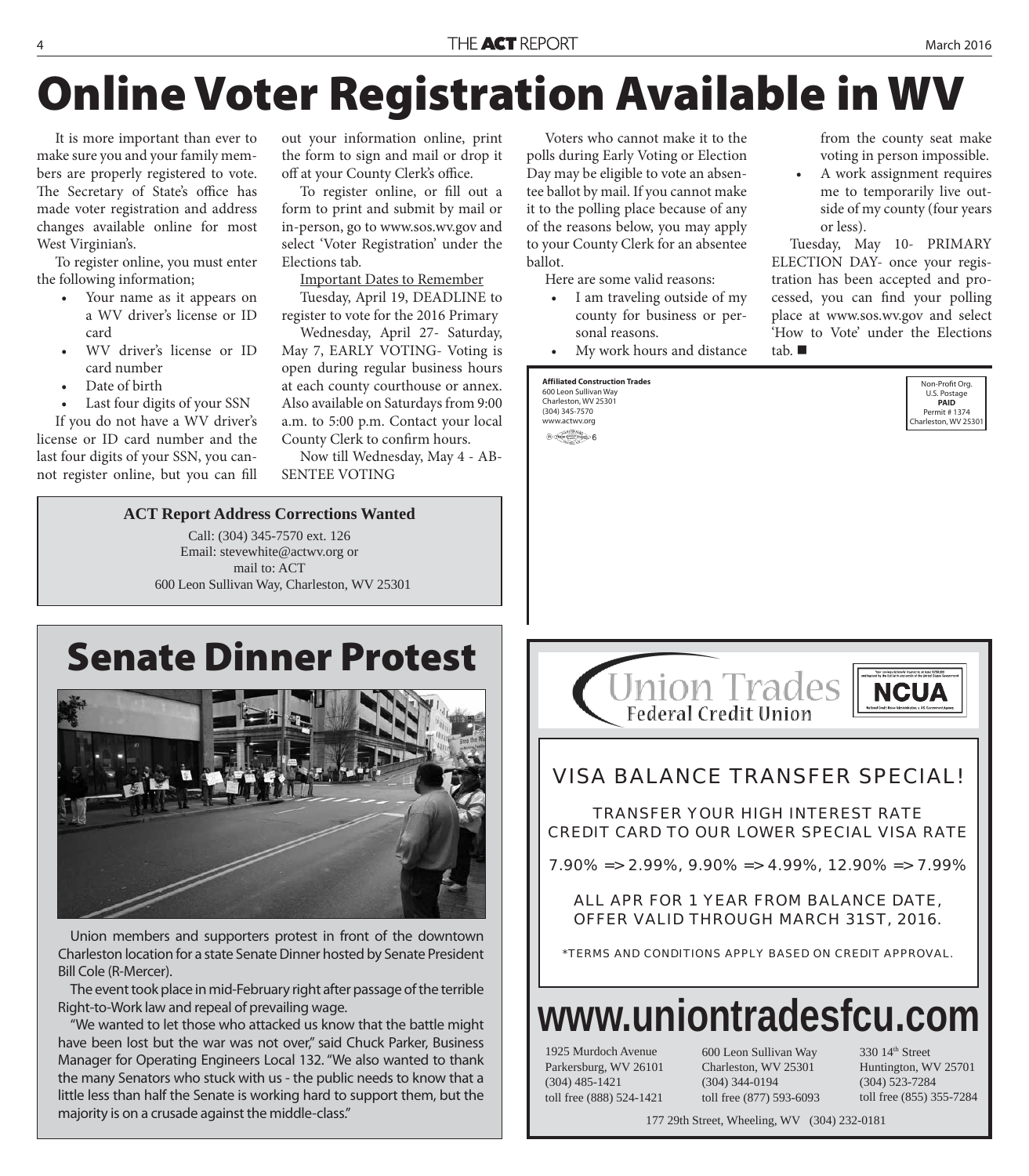# Online Voter Registration Available in WV

It is more important than ever to make sure you and your family members are properly registered to vote. The Secretary of State's office has made voter registration and address changes available online for most West Virginian's.

To register online, you must enter the following information;

- Your name as it appears on a WV driver's license or ID card
- WV driver's license or ID card number
- Date of birth
- Last four digits of your SSN

If you do not have a WV driver's license or ID card number and the last four digits of your SSN, you cannot register online, but you can fill out your information online, print the form to sign and mail or drop it off at your County Clerk's office.

To register online, or fill out a form to print and submit by mail or in-person, go to www.sos.wv.gov and select 'Voter Registration' under the Elections tab.

Important Dates to Remember

Tuesday, April 19, DEADLINE to register to vote for the 2016 Primary

Wednesday, April 27- Saturday, May 7, EARLY VOTING- Voting is open during regular business hours at each county courthouse or annex. Also available on Saturdays from 9:00 a.m. to 5:00 p.m. Contact your local County Clerk to confirm hours.

Now till Wednesday, May 4 - ABSENTEE VOTING

Voters who cannot make it to the polls during Early Voting or Election Day may be eligible to vote an absentee ballot by mail. If you cannot make it to the polling place because of any of the reasons below, you may apply to your County Clerk for an absentee ballot.

Here are some valid reasons:

- I am traveling outside of my county for business or personal reasons.
- My work hours and distance from the county seat make voting in person impossible.
- A work assignment requires me to temporarily live outside of my county (four years or less).

Tuesday, May 10- PRIMARY ELECTION DAY- once your registration has been accepted and processed, you can find your polling place at www.sos.wv.gov and select 'How to Vote' under the Elections tab. ■

**Affiliated Construction Trades**
600 Leon Sullivan Way
Charleston, WV 25301
(304) 345-7570
www.actwv.org

Non-Profit Org.
U.S. Postage
**PAID**
Permit # 1374
Charleston, WV 25301

**ACT Report Address Corrections Wanted**

Call: (304) 345-7570 ext. 126
Email: stevewhite@actwv.org or
mail to: ACT
600 Leon Sullivan Way, Charleston, WV 25301

# Senate Dinner Protest

Union members and supporters protest in front of the downtown Charleston location for a state Senate Dinner hosted by Senate President Bill Cole (R-Mercer).

The event took place in mid-February right after passage of the terrible Right-to-Work law and repeal of prevailing wage.

"We wanted to let those who attacked us know that the battle might have been lost but the war was not over," said Chuck Parker, Business Manager for Operating Engineers Local 132. "We also wanted to thank the many Senators who stuck with us - the public needs to know that a little less than half the Senate is working hard to support them, but the majority is on a crusade against the middle-class."

**Union Trades Federal Credit Union**

NCUA

## VISA BALANCE TRANSFER SPECIAL!

TRANSFER YOUR HIGH INTEREST RATE CREDIT CARD TO OUR LOWER SPECIAL VISA RATE

7.90% => 2.99%, 9.90% => 4.99%, 12.90% => 7.99%

ALL APR FOR 1 YEAR FROM BALANCE DATE, OFFER VALID THROUGH MARCH 31ST, 2016.

*TERMS AND CONDITIONS APPLY BASED ON CREDIT APPROVAL.

**www.uniontradesfcu.com**

1925 Murdoch Avenue
Parkersburg, WV 26101
(304) 485-1421
toll free (888) 524-1421

600 Leon Sullivan Way
Charleston, WV 25301
(304) 344-0194
toll free (877) 593-6093

330 14th Street
Huntington, WV 25701
(304) 523-7284
toll free (855) 355-7284

177 29th Street, Wheeling, WV (304) 232-0181